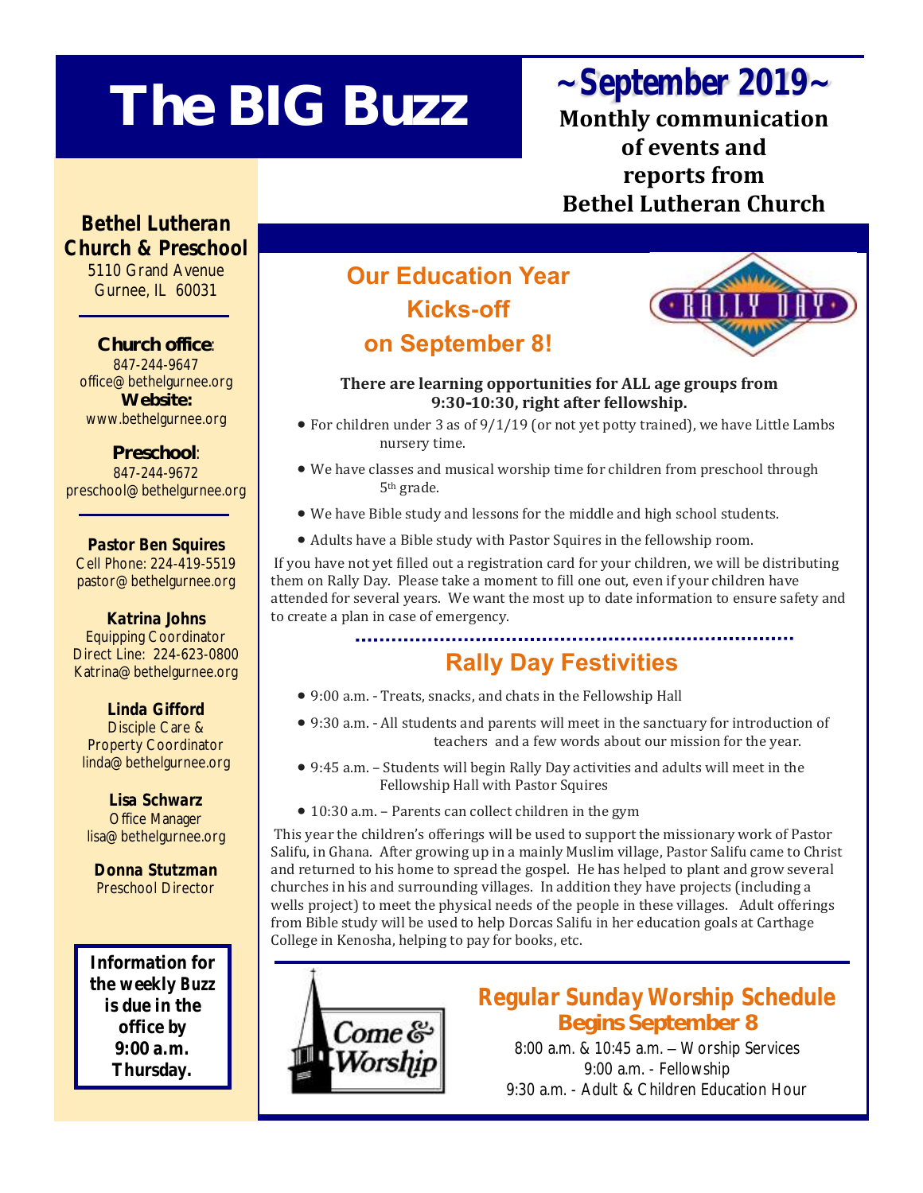# The BIG Buzz

## ~September 2019~

**Monthly communication of events and reports from Bethel Lutheran Church**

**Bethel Lutheran Church & Preschool**
5110 Grand Avenue
Gurnee, IL 60031

**Church office**:
847-244-9647
office@bethelgurnee.org
**Website:**
www.bethelgurnee.org

**Preschool**:
847-244-9672
preschool@bethelgurnee.org

**Pastor Ben Squires**
Cell Phone: 224-419-5519
pastor@bethelgurnee.org

**Katrina Johns**
Equipping Coordinator
Direct Line: 224-623-0800
Katrina@bethelgurnee.org

**Linda Gifford**
Disciple Care & Property Coordinator
linda@bethelgurnee.org

**Lisa Schwarz**
Office Manager
lisa@bethelgurnee.org

**Donna Stutzman**
Preschool Director

**Information for the weekly Buzz is due in the office by 9:00 a.m. Thursday.**

## Our Education Year Kicks-off on September 8!

RALLY DAY

**There are learning opportunities for ALL age groups from 9:30-10:30, right after fellowship.**

- For children under 3 as of 9/1/19 (or not yet potty trained), we have Little Lambs nursery time.
- We have classes and musical worship time for children from preschool through 5th grade.
- We have Bible study and lessons for the middle and high school students.
- Adults have a Bible study with Pastor Squires in the fellowship room.

If you have not yet filled out a registration card for your children, we will be distributing them on Rally Day. Please take a moment to fill one out, even if your children have attended for several years. We want the most up to date information to ensure safety and to create a plan in case of emergency.

## Rally Day Festivities

- 9:00 a.m. - Treats, snacks, and chats in the Fellowship Hall
- 9:30 a.m. - All students and parents will meet in the sanctuary for introduction of teachers and a few words about our mission for the year.
- 9:45 a.m. – Students will begin Rally Day activities and adults will meet in the Fellowship Hall with Pastor Squires
- 10:30 a.m. – Parents can collect children in the gym

This year the children's offerings will be used to support the missionary work of Pastor Salifu, in Ghana. After growing up in a mainly Muslim village, Pastor Salifu came to Christ and returned to his home to spread the gospel. He has helped to plant and grow several churches in his and surrounding villages. In addition they have projects (including a wells project) to meet the physical needs of the people in these villages. Adult offerings from Bible study will be used to help Dorcas Salifu in her education goals at Carthage College in Kenosha, helping to pay for books, etc.

Come & Worship

## Regular Sunday Worship Schedule

### Begins September 8

8:00 a.m. & 10:45 a.m. – Worship Services
9:00 a.m. - Fellowship
9:30 a.m. - Adult & Children Education Hour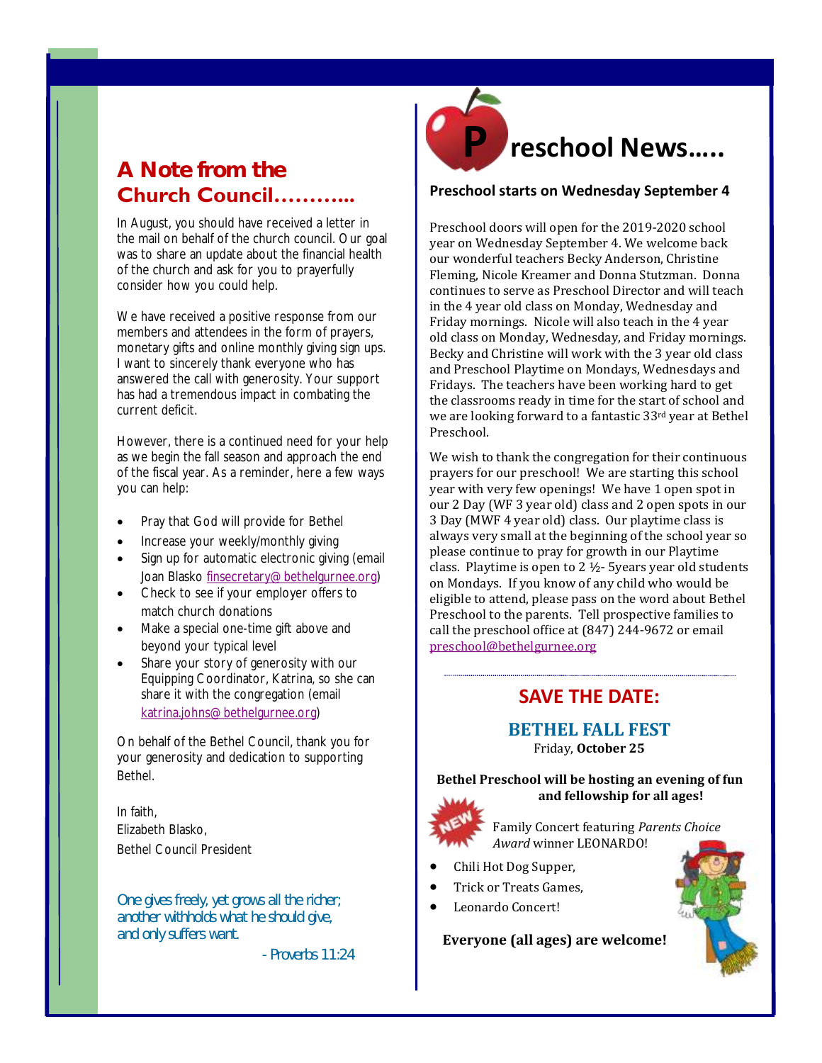## A Note from the Church Council………..

In August, you should have received a letter in the mail on behalf of the church council. Our goal was to share an update about the financial health of the church and ask for you to prayerfully consider how you could help.

We have received a positive response from our members and attendees in the form of prayers, monetary gifts and online monthly giving sign ups. I want to sincerely thank everyone who has answered the call with generosity. Your support has had a tremendous impact in combating the current deficit.

However, there is a continued need for your help as we begin the fall season and approach the end of the fiscal year. As a reminder, here a few ways you can help:

- Pray that God will provide for Bethel
- Increase your weekly/monthly giving
- Sign up for automatic electronic giving (email Joan Blasko finsecretary@bethelgurnee.org)
- Check to see if your employer offers to match church donations
- Make a special one-time gift above and beyond your typical level
- Share your story of generosity with our Equipping Coordinator, Katrina, so she can share it with the congregation (email katrina.johns@bethelgurnee.org)

On behalf of the Bethel Council, thank you for your generosity and dedication to supporting Bethel.

In faith,
Elizabeth Blasko,
Bethel Council President

*One gives freely, yet grows all the richer;*
*another withholds what he should give,*
*and only suffers want.*

- Proverbs 11:24

## Preschool News…..

**Preschool starts on Wednesday September 4**

Preschool doors will open for the 2019-2020 school year on Wednesday September 4. We welcome back our wonderful teachers Becky Anderson, Christine Fleming, Nicole Kreamer and Donna Stutzman. Donna continues to serve as Preschool Director and will teach in the 4 year old class on Monday, Wednesday and Friday mornings. Nicole will also teach in the 4 year old class on Monday, Wednesday, and Friday mornings. Becky and Christine will work with the 3 year old class and Preschool Playtime on Mondays, Wednesdays and Fridays. The teachers have been working hard to get the classrooms ready in time for the start of school and we are looking forward to a fantastic 33rd year at Bethel Preschool.

We wish to thank the congregation for their continuous prayers for our preschool! We are starting this school year with very few openings! We have 1 open spot in our 2 Day (WF 3 year old) class and 2 open spots in our 3 Day (MWF 4 year old) class. Our playtime class is always very small at the beginning of the school year so please continue to pray for growth in our Playtime class. Playtime is open to 2 ½- 5years year old students on Mondays. If you know of any child who would be eligible to attend, please pass on the word about Bethel Preschool to the parents. Tell prospective families to call the preschool office at (847) 244-9672 or email preschool@bethelgurnee.org

## SAVE THE DATE:

### BETHEL FALL FEST

Friday, **October 25**

**Bethel Preschool will be hosting an evening of fun and fellowship for all ages!**

NEW Family Concert featuring *Parents Choice Award* winner LEONARDO!

- Chili Hot Dog Supper,
- Trick or Treats Games,
- Leonardo Concert!

**Everyone (all ages) are welcome!**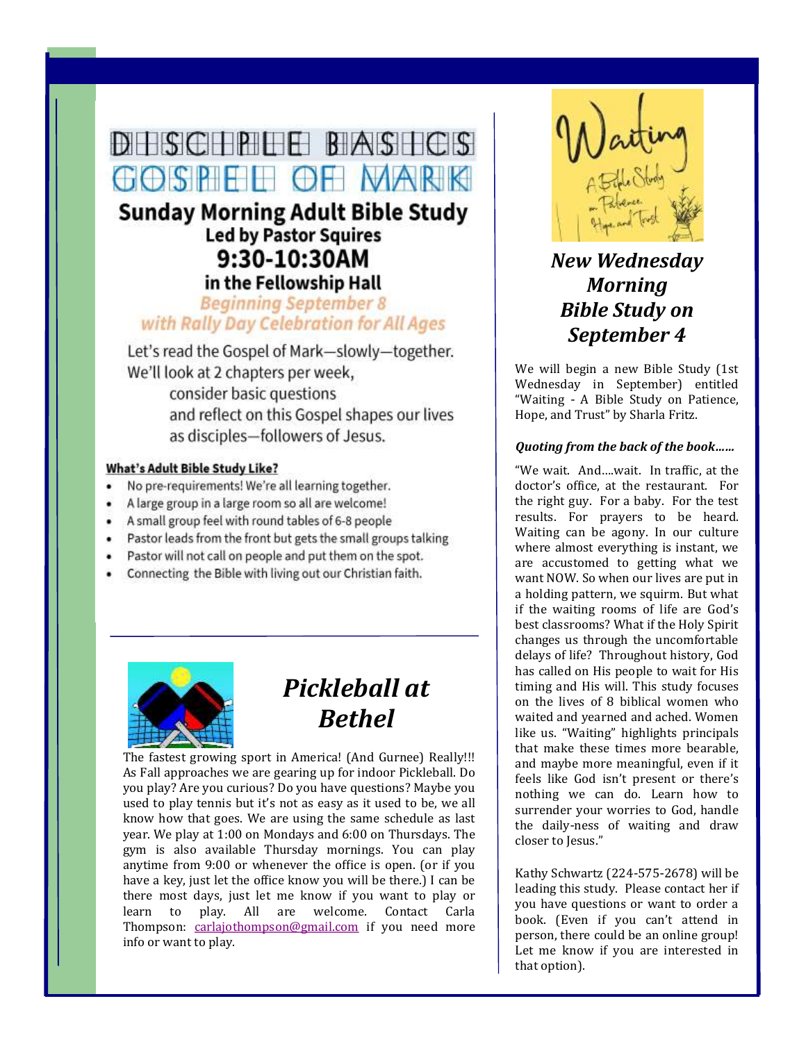# DISCIPLE BASICS
# GOSPEL OF MARK

## Sunday Morning Adult Bible Study

**Led by Pastor Squires**

**9:30-10:30AM**

**in the Fellowship Hall**

***Beginning September 8***

***with Rally Day Celebration for All Ages***

Let's read the Gospel of Mark—slowly—together.
We'll look at 2 chapters per week,
consider basic questions
and reflect on this Gospel shapes our lives
as disciples—followers of Jesus.

**What's Adult Bible Study Like?**

- No pre-requirements! We're all learning together.
- A large group in a large room so all are welcome!
- A small group feel with round tables of 6-8 people
- Pastor leads from the front but gets the small groups talking
- Pastor will not call on people and put them on the spot.
- Connecting the Bible with living out our Christian faith.

## *Pickleball at Bethel*

The fastest growing sport in America! (And Gurnee) Really!!! As Fall approaches we are gearing up for indoor Pickleball. Do you play? Are you curious? Do you have questions? Maybe you used to play tennis but it's not as easy as it used to be, we all know how that goes. We are using the same schedule as last year. We play at 1:00 on Mondays and 6:00 on Thursdays. The gym is also available Thursday mornings. You can play anytime from 9:00 or whenever the office is open. (or if you have a key, just let the office know you will be there.) I can be there most days, just let me know if you want to play or learn to play. All are welcome. Contact Carla Thompson: carlajothompson@gmail.com if you need more info or want to play.

## *New Wednesday Morning Bible Study on September 4*

We will begin a new Bible Study (1st Wednesday in September) entitled "Waiting - A Bible Study on Patience, Hope, and Trust" by Sharla Fritz.

***Quoting from the back of the book……***

"We wait. And….wait. In traffic, at the doctor's office, at the restaurant. For the right guy. For a baby. For the test results. For prayers to be heard. Waiting can be agony. In our culture where almost everything is instant, we are accustomed to getting what we want NOW. So when our lives are put in a holding pattern, we squirm. But what if the waiting rooms of life are God's best classrooms? What if the Holy Spirit changes us through the uncomfortable delays of life? Throughout history, God has called on His people to wait for His timing and His will. This study focuses on the lives of 8 biblical women who waited and yearned and ached. Women like us. "Waiting" highlights principals that make these times more bearable, and maybe more meaningful, even if it feels like God isn't present or there's nothing we can do. Learn how to surrender your worries to God, handle the daily-ness of waiting and draw closer to Jesus."

Kathy Schwartz (224-575-2678) will be leading this study. Please contact her if you have questions or want to order a book. (Even if you can't attend in person, there could be an online group! Let me know if you are interested in that option).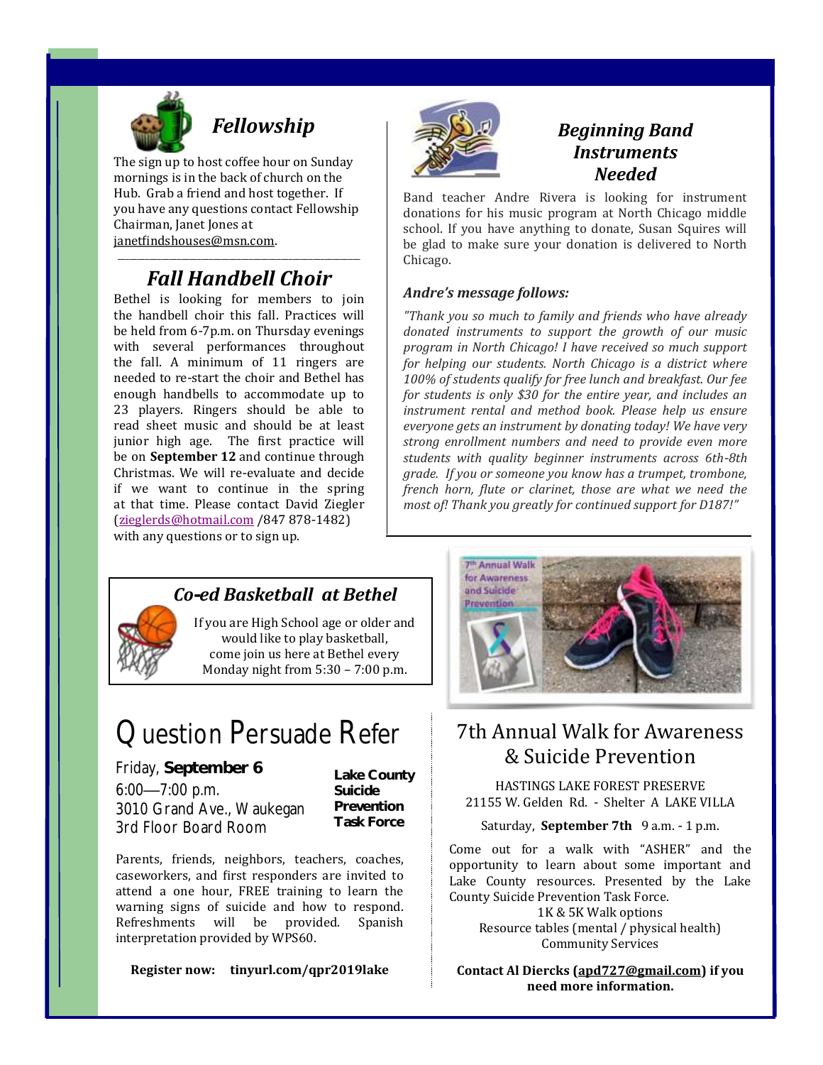## *Fellowship*

The sign up to host coffee hour on Sunday mornings is in the back of church on the Hub. Grab a friend and host together. If you have any questions contact Fellowship Chairman, Janet Jones at janetfindshouses@msn.com.

## *Fall Handbell Choir*

Bethel is looking for members to join the handbell choir this fall. Practices will be held from 6-7p.m. on Thursday evenings with several performances throughout the fall. A minimum of 11 ringers are needed to re-start the choir and Bethel has enough handbells to accommodate up to 23 players. Ringers should be able to read sheet music and should be at least junior high age. The first practice will be on **September 12** and continue through Christmas. We will re-evaluate and decide if we want to continue in the spring at that time. Please contact David Ziegler (zieglerds@hotmail.com /847 878-1482) with any questions or to sign up.

## *Beginning Band Instruments Needed*

Band teacher Andre Rivera is looking for instrument donations for his music program at North Chicago middle school. If you have anything to donate, Susan Squires will be glad to make sure your donation is delivered to North Chicago.

***Andre's message follows:***

*"Thank you so much to family and friends who have already donated instruments to support the growth of our music program in North Chicago! I have received so much support for helping our students. North Chicago is a district where 100% of students qualify for free lunch and breakfast. Our fee for students is only $30 for the entire year, and includes an instrument rental and method book. Please help us ensure everyone gets an instrument by donating today! We have very strong enrollment numbers and need to provide even more students with quality beginner instruments across 6th-8th grade. If you or someone you know has a trumpet, trombone, french horn, flute or clarinet, those are what we need the most of! Thank you greatly for continued support for D187!"*

## *Co-ed Basketball at Bethel*

If you are High School age or older and would like to play basketball, come join us here at Bethel every Monday night from 5:30 – 7:00 p.m.

# Question Persuade Refer

Friday, **September 6**
6:00—7:00 p.m.
3010 Grand Ave., Waukegan
3rd Floor Board Room

**Lake County Suicide Prevention Task Force**

Parents, friends, neighbors, teachers, coaches, caseworkers, and first responders are invited to attend a one hour, FREE training to learn the warning signs of suicide and how to respond. Refreshments will be provided. Spanish interpretation provided by WPS60.

**Register now: tinyurl.com/qpr2019lake**

# 7th Annual Walk for Awareness & Suicide Prevention

HASTINGS LAKE FOREST PRESERVE
21155 W. Gelden Rd. - Shelter A LAKE VILLA

Saturday, **September 7th** 9 a.m. - 1 p.m.

Come out for a walk with "ASHER" and the opportunity to learn about some important and Lake County resources. Presented by the Lake County Suicide Prevention Task Force.

1K & 5K Walk options
Resource tables (mental / physical health)
Community Services

**Contact Al Diercks (apd727@gmail.com) if you need more information.**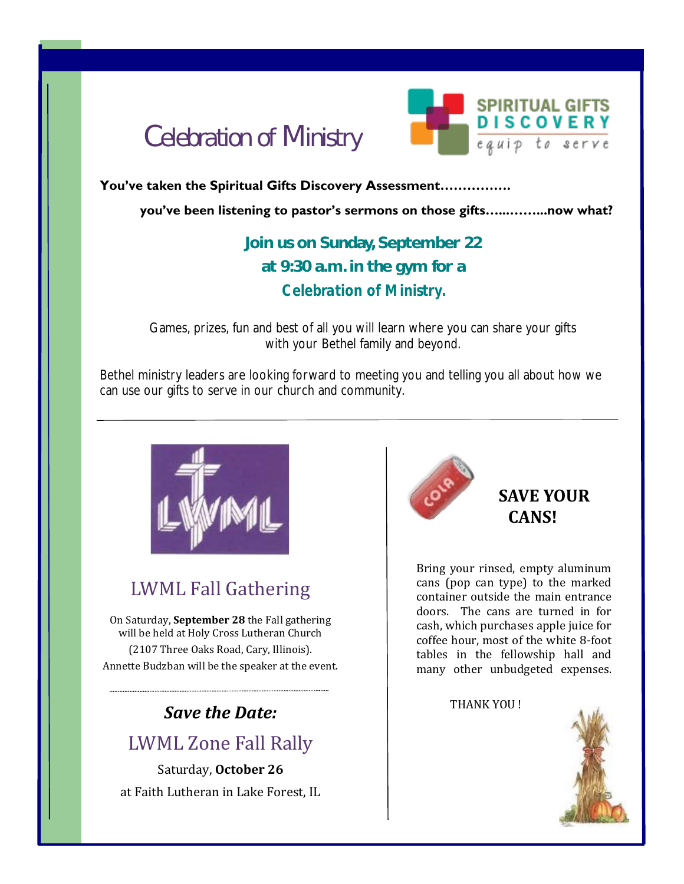# Celebration of Ministry

SPIRITUAL GIFTS DISCOVERY
equip to serve

**You've taken the Spiritual Gifts Discovery Assessment…………….**

**you've been listening to pastor's sermons on those gifts…..……...now what?**

**Join us on Sunday, September 22**
**at 9:30 a.m. in the gym for a**
***Celebration of Ministry.***

Games, prizes, fun and best of all you will learn where you can share your gifts with your Bethel family and beyond.

Bethel ministry leaders are looking forward to meeting you and telling you all about how we can use our gifts to serve in our church and community.

---

## LWML Fall Gathering

On Saturday, **September 28** the Fall gathering will be held at Holy Cross Lutheran Church (2107 Three Oaks Road, Cary, Illinois). Annette Budzban will be the speaker at the event.

***Save the Date:***

## LWML Zone Fall Rally

Saturday, **October 26**
at Faith Lutheran in Lake Forest, IL

## SAVE YOUR CANS!

Bring your rinsed, empty aluminum cans (pop can type) to the marked container outside the main entrance doors. The cans are turned in for cash, which purchases apple juice for coffee hour, most of the white 8-foot tables in the fellowship hall and many other unbudgeted expenses.

THANK YOU !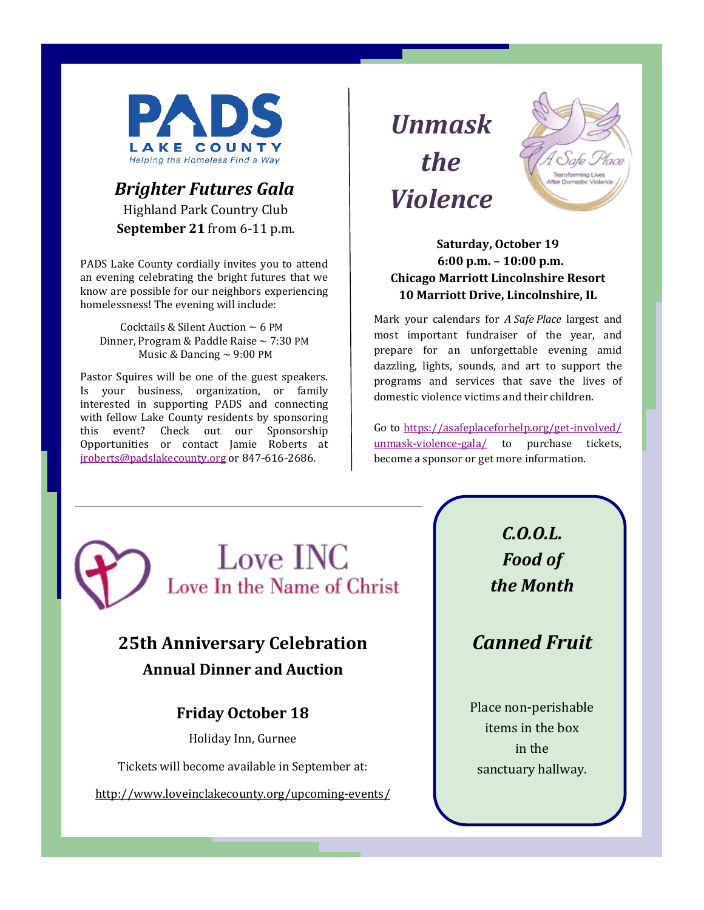PADS LAKE COUNTY
Helping the Homeless Find a Way

## *Brighter Futures Gala*

Highland Park Country Club
**September 21** from 6-11 p.m.

PADS Lake County cordially invites you to attend an evening celebrating the bright futures that we know are possible for our neighbors experiencing homelessness! The evening will include:

Cocktails & Silent Auction ~ 6 PM
Dinner, Program & Paddle Raise ~ 7:30 PM
Music & Dancing ~ 9:00 PM

Pastor Squires will be one of the guest speakers. Is your business, organization, or family interested in supporting PADS and connecting with fellow Lake County residents by sponsoring this event? Check out our Sponsorship Opportunities or contact Jamie Roberts at jroberts@padslakecounty.org or 847-616-2686.

## *Unmask the Violence*

A Safe Place
Transforming Lives After Domestic Violence

**Saturday, October 19**
**6:00 p.m. – 10:00 p.m.**
**Chicago Marriott Lincolnshire Resort**
**10 Marriott Drive, Lincolnshire, IL**

Mark your calendars for *A Safe Place* largest and most important fundraiser of the year, and prepare for an unforgettable evening amid dazzling, lights, sounds, and art to support the programs and services that save the lives of domestic violence victims and their children.

Go to https://asafeplaceforhelp.org/get-involved/unmask-violence-gala/ to purchase tickets, become a sponsor or get more information.

Love INC
Love In the Name of Christ

## 25th Anniversary Celebration

### Annual Dinner and Auction

### Friday October 18

Holiday Inn, Gurnee

Tickets will become available in September at:

http://www.loveinclakecounty.org/upcoming-events/

## *C.O.O.L. Food of the Month*

## *Canned Fruit*

Place non-perishable items in the box in the sanctuary hallway.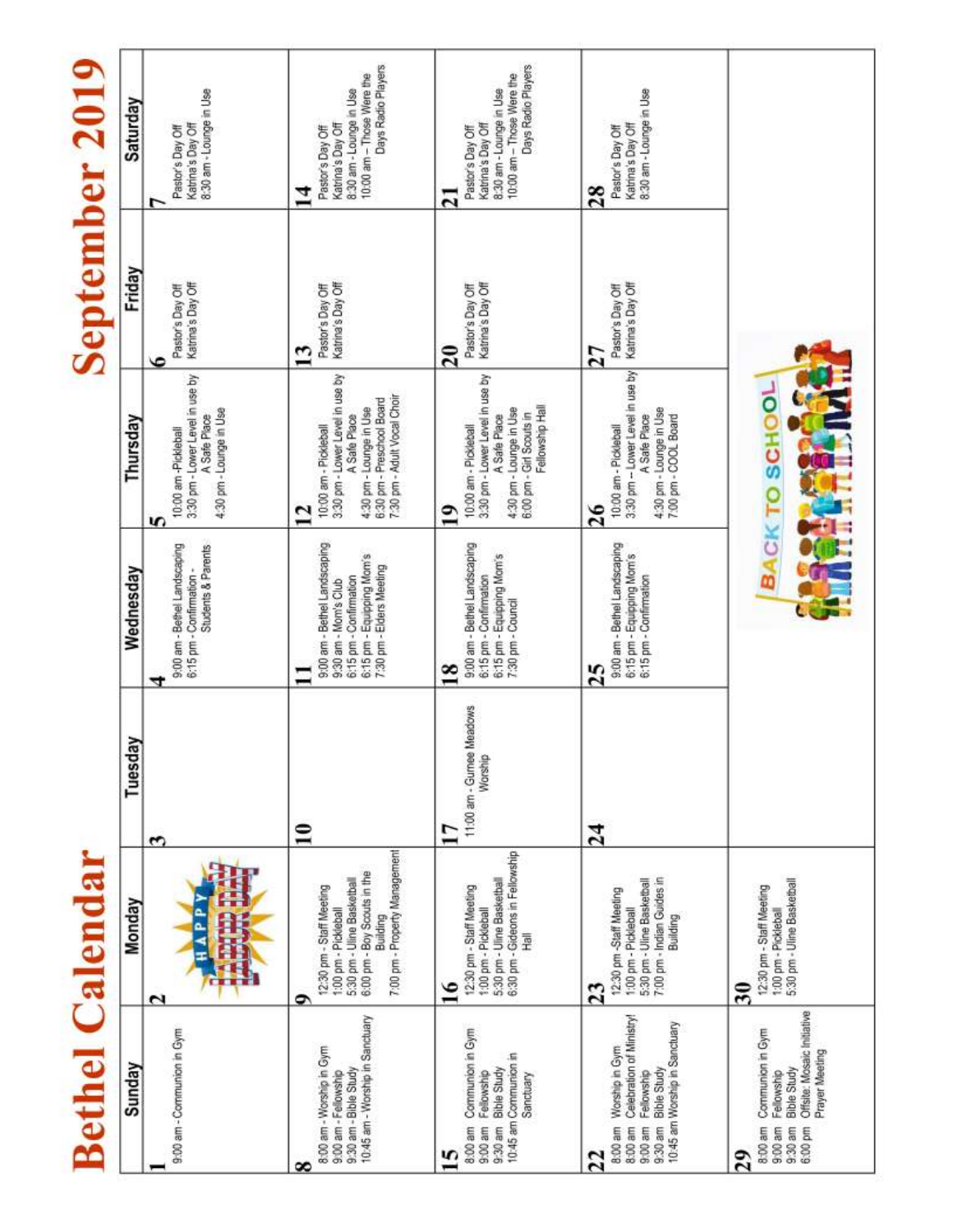# Bethel Calendar

# September 2019

| Sunday | Monday | Tuesday | Wednesday | Thursday | Friday | Saturday |
|---|---|---|---|---|---|---|
| **1**<br>9:00 am - Communion in Gym | **2** | **3** | **4**<br>9:00 am - Bethel Landscaping<br>6:15 pm - Confirmation - Students & Parents | **5**<br>10:00 am - Pickleball<br>3:30 pm - Lower Level in use by A Safe Place<br>4:30 pm - Lounge in Use | **6**<br>Pastor's Day Off<br>Katrina's Day Off | **7**<br>Pastor's Day Off<br>Katrina's Day Off<br>8:30 am - Lounge in Use |
| **8**<br>8:00 am - Worship in Gym<br>9:00 am - Fellowship<br>9:30 am - Bible Study<br>10:45 am - Worship in Sanctuary | **9**<br>12:30 pm - Staff Meeting<br>1:00 pm - Pickleball<br>5:30 pm - Uline Basketball<br>6:00 pm - Boy Scouts in the Building<br>7:00 pm - Property Management | **10** | **11**<br>9:00 am - Bethel Landscaping<br>9:30 am - Mom's Club<br>6:15 pm - Confirmation<br>6:15 pm - Equipping Mom's<br>7:30 pm - Elders Meeting | **12**<br>10:00 am - Pickleball<br>3:30 pm - Lower Level in use by A Safe Place<br>4:30 pm - Lounge in Use<br>6:30 pm - Preschool Board<br>7:30 pm - Adult Vocal Choir | **13**<br>Pastor's Day Off<br>Katrina's Day Off | **14**<br>Pastor's Day Off<br>Katrina's Day Off<br>8:30 am - Lounge in Use<br>10:00 am – Those Were the Days Radio Players |
| **15**<br>8:00 am Communion in Gym<br>9:00 am Fellowship<br>9:30 am Bible Study<br>10:45 am Communion in Sanctuary | **16**<br>12:30 pm - Staff Meeting<br>1:00 pm - Pickleball<br>5:30 pm - Uline Basketball<br>6:30 pm - Gideons in Fellowship Hall | **17**<br>11:00 am - Gurnee Meadows Worship | **18**<br>9:00 am - Bethel Landscaping<br>6:15 pm - Confirmation<br>6:15 pm - Equipping Mom's<br>7:30 pm - Council | **19**<br>10:00 am - Pickleball<br>3:30 pm - Lower Level in use by A Safe Place<br>4:30 pm - Lounge in Use<br>6:00 pm - Girl Scouts in Fellowship Hall | **20**<br>Pastor's Day Off<br>Katrina's Day Off | **21**<br>Pastor's Day Off<br>Katrina's Day Off<br>8:30 am - Lounge in Use<br>10:00 am – Those Were the Days Radio Players |
| **22**<br>8:00 am Worship in Gym<br>8:00 am Celebration of Ministry!<br>9:00 am Fellowship<br>9:30 am Bible Study<br>10:45 am Worship in Sanctuary | **23**<br>12:30 pm -Staff Meeting<br>1:00 pm - Pickleball<br>5:30 pm - Uline Basketball<br>7:00 pm - Indian Guides in Building | **24** | **25**<br>9:00 am - Bethel Landscaping<br>6:15 pm - Equipping Mom's<br>6:15 pm - Confirmation | **26**<br>10:00 am - Pickleball<br>3:30 pm -- Lower Level in use by A Safe Place<br>4:30 pm - Lounge in Use<br>7:00 pm - COOL Board | **27**<br>Pastor's Day Off<br>Katrina's Day Off | **28**<br>Pastor's Day Off<br>Katrina's Day Off<br>8:30 am - Lounge in Use |
| **29**<br>8:00 am Communion in Gym<br>9:00 am Fellowship<br>9:30 am Bible Study<br>6:00 pm Offsite: Mosaic Initiative Prayer Meeting | **30**<br>12:30 pm - Staff Meeting<br>1:00 pm - Pickleball<br>5:30 pm - Uline Basketball | | | | | |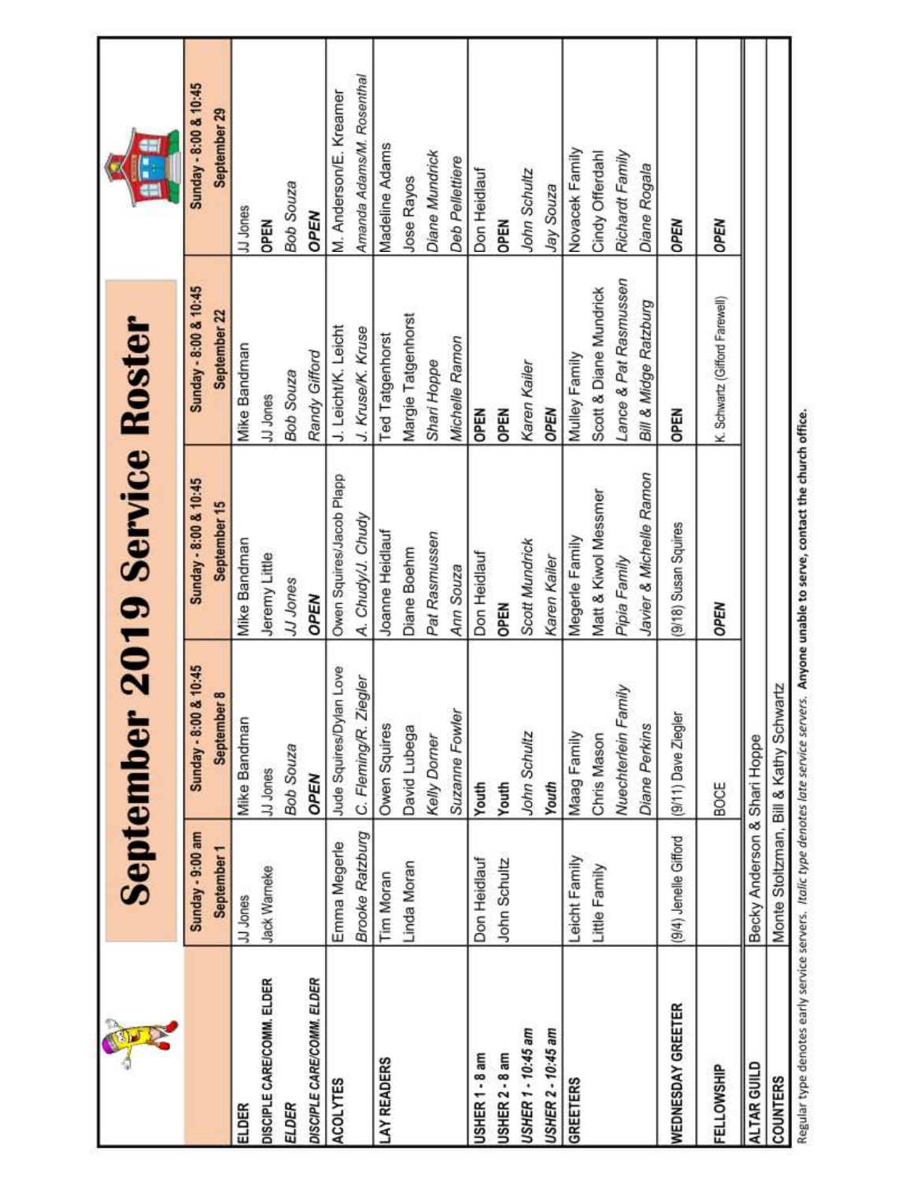# September 2019 Service Roster

| | Sunday - 9:00 am September 1 | Sunday - 8:00 & 10:45 September 8 | Sunday - 8:00 & 10:45 September 15 | Sunday - 8:00 & 10:45 September 22 | Sunday - 8:00 & 10:45 September 29 |
|---|---|---|---|---|---|
| ELDER | JJ Jones | Mike Bandman | Mike Bandman | Mike Bandman | JJ Jones |
| DISCIPLE CARE/COMM. ELDER | Jack Warneke | JJ Jones | Jeremy Little | JJ Jones | OPEN |
| *ELDER* | | *Bob Souza* | *JJ Jones* | *Bob Souza* | *Bob Souza* |
| *DISCIPLE CARE/COMM. ELDER* | | *OPEN* | *OPEN* | *Randy Gifford* | *OPEN* |
| ACOLYTES | Emma Megerle | Jude Squires/Dylan Love | Owen Squires/Jacob Plapp | J. Leicht/K. Leicht | M. Anderson/E. Kreamer |
| | *Brooke Ratzburg* | *C. Fleming/R. Ziegler* | *A. Chudy/J. Chudy* | *J. Kruse/K. Kruse* | *Amanda Adams/M. Rosenthal* |
| LAY READERS | Tim Moran | Owen Squires | Joanne Heidlauf | Ted Tatgenhorst | Madeline Adams |
| | Linda Moran | David Lubega | Diane Boehm | Margie Tatgenhorst | Jose Rayos |
| | | *Kelly Dorner* | *Pat Rasmussen* | *Shari Hoppe* | *Diane Mundrick* |
| | | *Suzanne Fowler* | *Ann Souza* | *Michelle Ramon* | *Deb Pellettiere* |
| USHER 1 - 8 am | Don Heidlauf | Youth | Don Heidlauf | OPEN | Don Heidlauf |
| USHER 2 - 8 am | John Schultz | Youth | OPEN | OPEN | OPEN |
| *USHER 1 - 10:45 am* | | *John Schultz* | *Scott Mundrick* | *Karen Kailer* | *John Schultz* |
| *USHER 2 - 10:45 am* | | *Youth* | *Karen Kailer* | *OPEN* | *Jay Souza* |
| GREETERS | Leicht Family | Maag Family | Megerle Family | Mulley Family | Novacek Family |
| | Little Family | Chris Mason | Matt & Kiwol Messmer | Scott & Diane Mundrick | Cindy Offerdahl |
| | | *Nuechterlein Family* | *Pipia Family* | *Lance & Pat Rasmussen* | *Richardt Family* |
| | | *Diane Perkins* | *Javier & Michelle Ramon* | *Bill & Midge Ratzburg* | *Diane Rogala* |
| WEDNESDAY GREETER | (9/4) Jenelle Gifford | (9/11) Dave Ziegler | (9/18) Susan Squires | OPEN | OPEN |
| FELLOWSHIP | | BOCE | *OPEN* | K. Schwartz (Gifford Farewell) | *OPEN* |
| ALTAR GUILD | Becky Anderson & Shari Hoppe | | | | |
| COUNTERS | Monte Stoltzman, Bill & Kathy Schwartz | | | | |

Regular type denotes early service servers. *Italic type denotes late service servers.* **Anyone unable to serve, contact the church office.**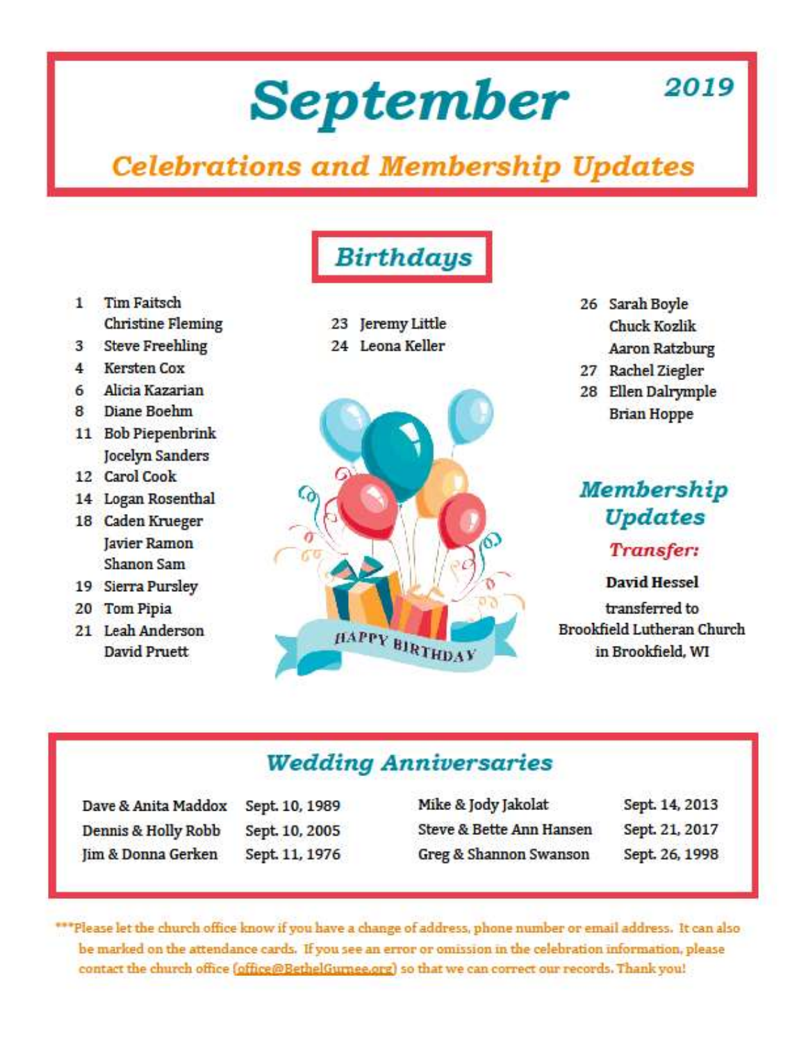# September 2019

## Celebrations and Membership Updates

### Birthdays

1 Tim Faitsch
Christine Fleming
3 Steve Freehling
4 Kersten Cox
6 Alicia Kazarian
8 Diane Boehm
11 Bob Piepenbrink
Jocelyn Sanders
12 Carol Cook
14 Logan Rosenthal
18 Caden Krueger
Javier Ramon
Shanon Sam
19 Sierra Pursley
20 Tom Pipia
21 Leah Anderson
David Pruett
23 Jeremy Little
24 Leona Keller
26 Sarah Boyle
Chuck Kozlik
Aaron Ratzburg
27 Rachel Ziegler
28 Ellen Dalrymple
Brian Hoppe

### Membership Updates

**Transfer:**

**David Hessel**
transferred to
Brookfield Lutheran Church
in Brookfield, WI

### Wedding Anniversaries

| Couple | Date | Couple | Date |
|---|---|---|---|
| Dave & Anita Maddox | Sept. 10, 1989 | Mike & Jody Jakolat | Sept. 14, 2013 |
| Dennis & Holly Robb | Sept. 10, 2005 | Steve & Bette Ann Hansen | Sept. 21, 2017 |
| Jim & Donna Gerken | Sept. 11, 1976 | Greg & Shannon Swanson | Sept. 26, 1998 |

***Please let the church office know if you have a change of address, phone number or email address. It can also be marked on the attendance cards. If you see an error or omission in the celebration information, please contact the church office (office@BethelGurnee.org) so that we can correct our records. Thank you!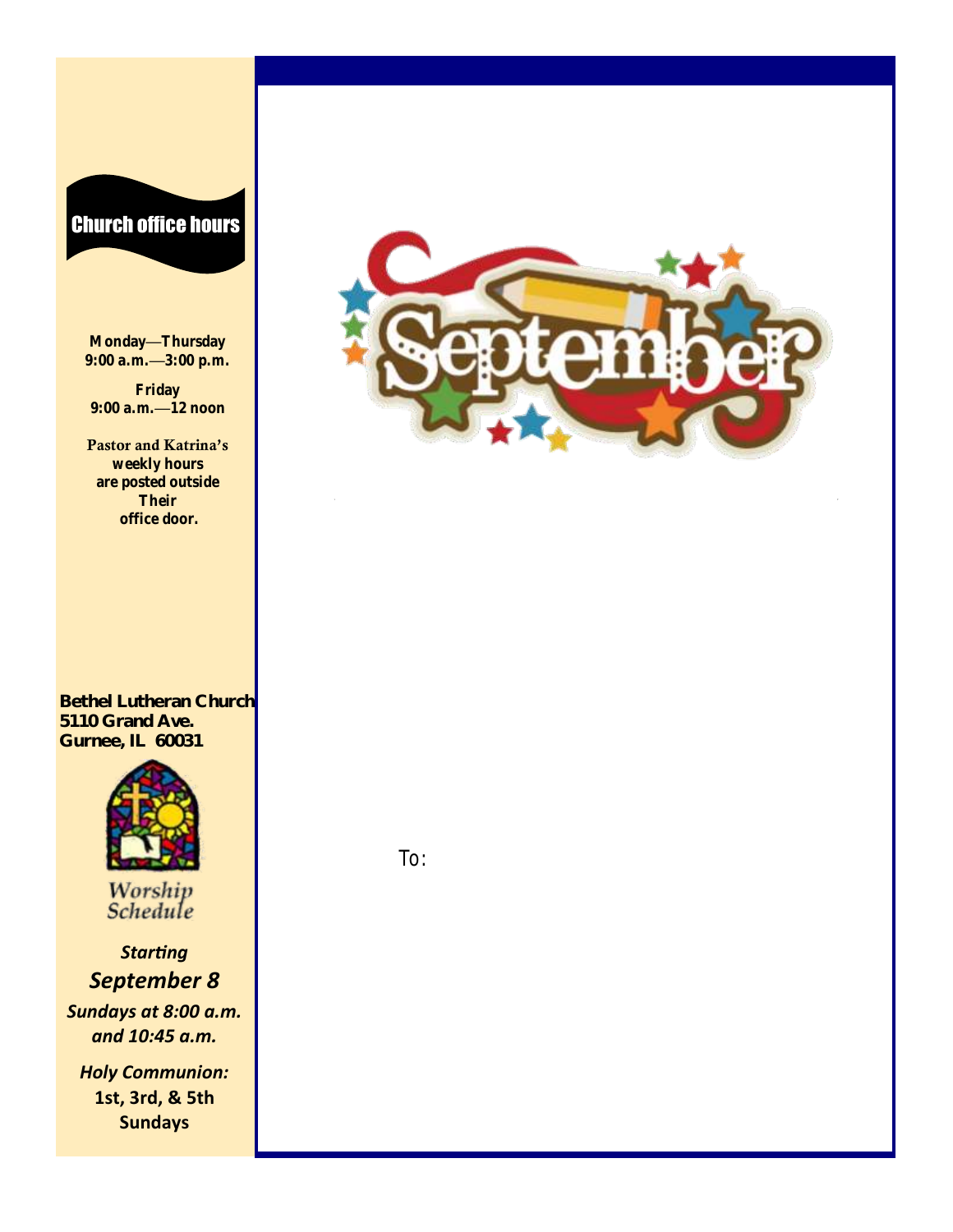## Church office hours

**Monday—Thursday**
**9:00 a.m.—3:00 p.m.**

**Friday**
**9:00 a.m.—12 noon**

**Pastor and Katrina's weekly hours are posted outside Their office door.**

**Bethel Lutheran Church**
**5110 Grand Ave.**
**Gurnee, IL 60031**

Worship Schedule

***Starting***
***September 8***
***Sundays at 8:00 a.m. and 10:45 a.m.***

***Holy Communion:***
**1st, 3rd, & 5th Sundays**

September

To: